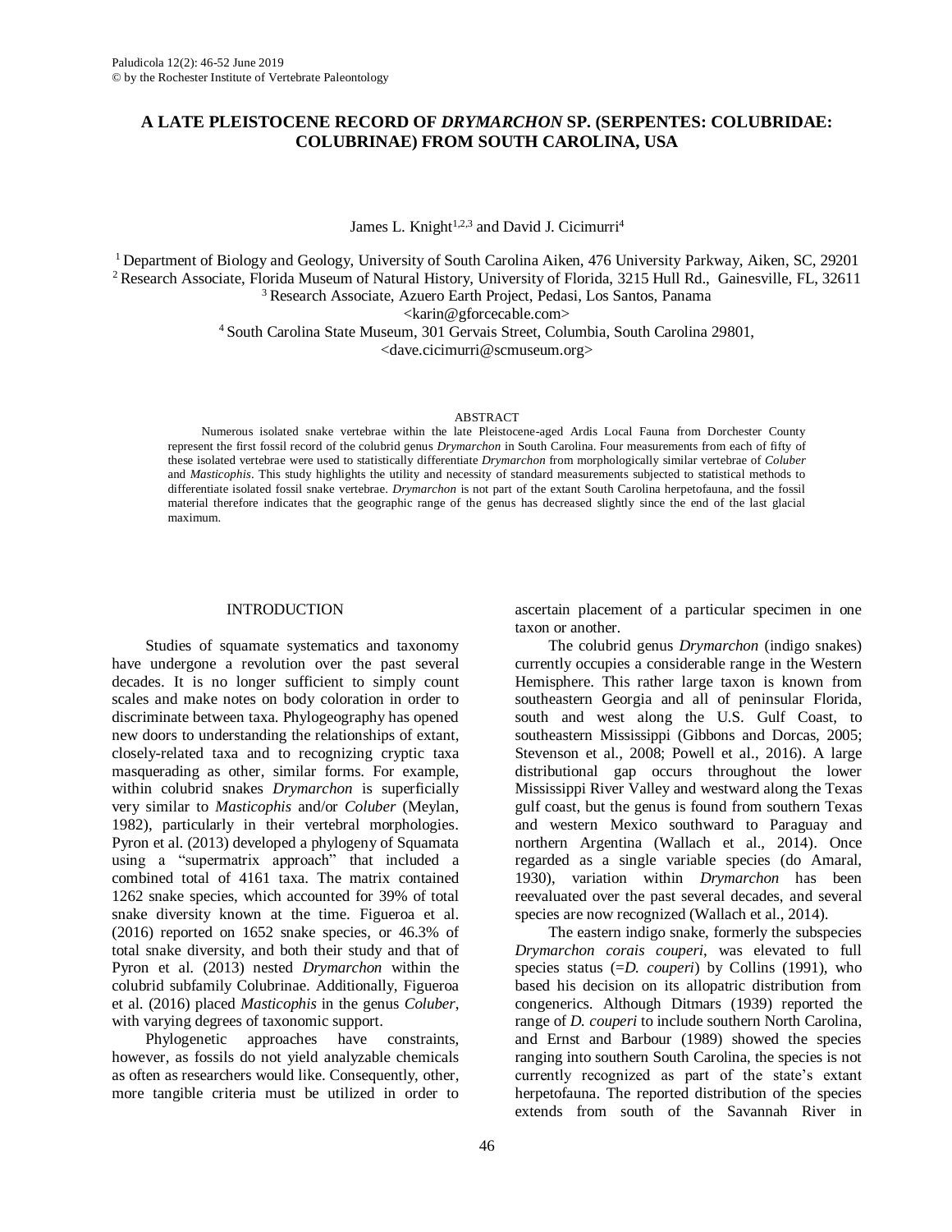# A LATE PLEISTOCENE RECORD OF *DRYMARCHON* SP. (SERPENTES: COLUBRIDAE: COLUBRINAE) FROM SOUTH CAROLINA, USA

James L. Knight[1,2,3] and David J. Cicimurri[4]

[1] Department of Biology and Geology, University of South Carolina Aiken, 476 University Parkway, Aiken, SC, 29201
[2] Research Associate, Florida Museum of Natural History, University of Florida, 3215 Hull Rd., Gainesville, FL, 32611
[3] Research Associate, Azuero Earth Project, Pedasi, Los Santos, Panama
<karin@gforcecable.com>
[4] South Carolina State Museum, 301 Gervais Street, Columbia, South Carolina 29801,
<dave.cicimurri@scmuseum.org>

## ABSTRACT

Numerous isolated snake vertebrae within the late Pleistocene-aged Ardis Local Fauna from Dorchester County represent the first fossil record of the colubrid genus *Drymarchon* in South Carolina. Four measurements from each of fifty of these isolated vertebrae were used to statistically differentiate *Drymarchon* from morphologically similar vertebrae of *Coluber* and *Masticophis*. This study highlights the utility and necessity of standard measurements subjected to statistical methods to differentiate isolated fossil snake vertebrae. *Drymarchon* is not part of the extant South Carolina herpetofauna, and the fossil material therefore indicates that the geographic range of the genus has decreased slightly since the end of the last glacial maximum.

## INTRODUCTION

Studies of squamate systematics and taxonomy have undergone a revolution over the past several decades. It is no longer sufficient to simply count scales and make notes on body coloration in order to discriminate between taxa. Phylogeography has opened new doors to understanding the relationships of extant, closely-related taxa and to recognizing cryptic taxa masquerading as other, similar forms. For example, within colubrid snakes *Drymarchon* is superficially very similar to *Masticophis* and/or *Coluber* (Meylan, 1982), particularly in their vertebral morphologies. Pyron et al. (2013) developed a phylogeny of Squamata using a "supermatrix approach" that included a combined total of 4161 taxa. The matrix contained 1262 snake species, which accounted for 39% of total snake diversity known at the time. Figueroa et al. (2016) reported on 1652 snake species, or 46.3% of total snake diversity, and both their study and that of Pyron et al. (2013) nested *Drymarchon* within the colubrid subfamily Colubrinae. Additionally, Figueroa et al. (2016) placed *Masticophis* in the genus *Coluber*, with varying degrees of taxonomic support.

Phylogenetic approaches have constraints, however, as fossils do not yield analyzable chemicals as often as researchers would like. Consequently, other, more tangible criteria must be utilized in order to ascertain placement of a particular specimen in one taxon or another.

The colubrid genus *Drymarchon* (indigo snakes) currently occupies a considerable range in the Western Hemisphere. This rather large taxon is known from southeastern Georgia and all of peninsular Florida, south and west along the U.S. Gulf Coast, to southeastern Mississippi (Gibbons and Dorcas, 2005; Stevenson et al., 2008; Powell et al., 2016). A large distributional gap occurs throughout the lower Mississippi River Valley and westward along the Texas gulf coast, but the genus is found from southern Texas and western Mexico southward to Paraguay and northern Argentina (Wallach et al., 2014). Once regarded as a single variable species (do Amaral, 1930), variation within *Drymarchon* has been reevaluated over the past several decades, and several species are now recognized (Wallach et al., 2014).

The eastern indigo snake, formerly the subspecies *Drymarchon corais couperi*, was elevated to full species status (=*D. couperi*) by Collins (1991), who based his decision on its allopatric distribution from congenerics. Although Ditmars (1939) reported the range of *D. couperi* to include southern North Carolina, and Ernst and Barbour (1989) showed the species ranging into southern South Carolina, the species is not currently recognized as part of the state's extant herpetofauna. The reported distribution of the species extends from south of the Savannah River in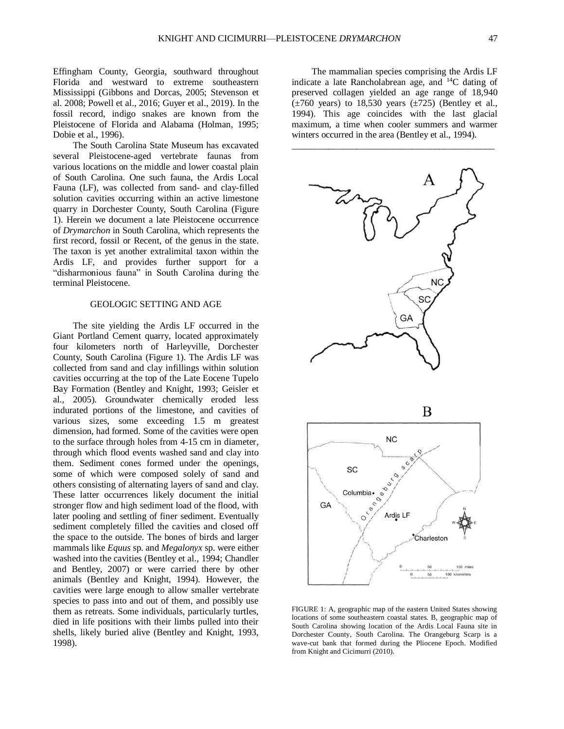Effingham County, Georgia, southward throughout Florida and westward to extreme southeastern Mississippi (Gibbons and Dorcas, 2005; Stevenson et al. 2008; Powell et al., 2016; Guyer et al., 2019). In the fossil record, indigo snakes are known from the Pleistocene of Florida and Alabama (Holman, 1995; Dobie et al., 1996).

The South Carolina State Museum has excavated several Pleistocene-aged vertebrate faunas from various locations on the middle and lower coastal plain of South Carolina. One such fauna, the Ardis Local Fauna (LF), was collected from sand- and clay-filled solution cavities occurring within an active limestone quarry in Dorchester County, South Carolina (Figure 1). Herein we document a late Pleistocene occurrence of *Drymarchon* in South Carolina, which represents the first record, fossil or Recent, of the genus in the state. The taxon is yet another extralimital taxon within the Ardis LF, and provides further support for a "disharmonious fauna" in South Carolina during the terminal Pleistocene.

## GEOLOGIC SETTING AND AGE

The site yielding the Ardis LF occurred in the Giant Portland Cement quarry, located approximately four kilometers north of Harleyville, Dorchester County, South Carolina (Figure 1). The Ardis LF was collected from sand and clay infillings within solution cavities occurring at the top of the Late Eocene Tupelo Bay Formation (Bentley and Knight, 1993; Geisler et al., 2005). Groundwater chemically eroded less indurated portions of the limestone, and cavities of various sizes, some exceeding 1.5 m greatest dimension, had formed. Some of the cavities were open to the surface through holes from 4-15 cm in diameter, through which flood events washed sand and clay into them. Sediment cones formed under the openings, some of which were composed solely of sand and others consisting of alternating layers of sand and clay. These latter occurrences likely document the initial stronger flow and high sediment load of the flood, with later pooling and settling of finer sediment. Eventually sediment completely filled the cavities and closed off the space to the outside. The bones of birds and larger mammals like *Equus* sp. and *Megalonyx* sp. were either washed into the cavities (Bentley et al., 1994; Chandler and Bentley, 2007) or were carried there by other animals (Bentley and Knight, 1994). However, the cavities were large enough to allow smaller vertebrate species to pass into and out of them, and possibly use them as retreats. Some individuals, particularly turtles, died in life positions with their limbs pulled into their shells, likely buried alive (Bentley and Knight, 1993, 1998).

The mammalian species comprising the Ardis LF indicate a late Rancholabrean age, and $^{14}$C dating of preserved collagen yielded an age range of 18,940 (±760 years) to 18,530 years (±725) (Bentley et al., 1994). This age coincides with the last glacial maximum, a time when cooler summers and warmer winters occurred in the area (Bentley et al., 1994).

FIGURE 1: A, geographic map of the eastern United States showing locations of some southeastern coastal states. B, geographic map of South Carolina showing location of the Ardis Local Fauna site in Dorchester County, South Carolina. The Orangeburg Scarp is a wave-cut bank that formed during the Pliocene Epoch. Modified from Knight and Cicimurri (2010).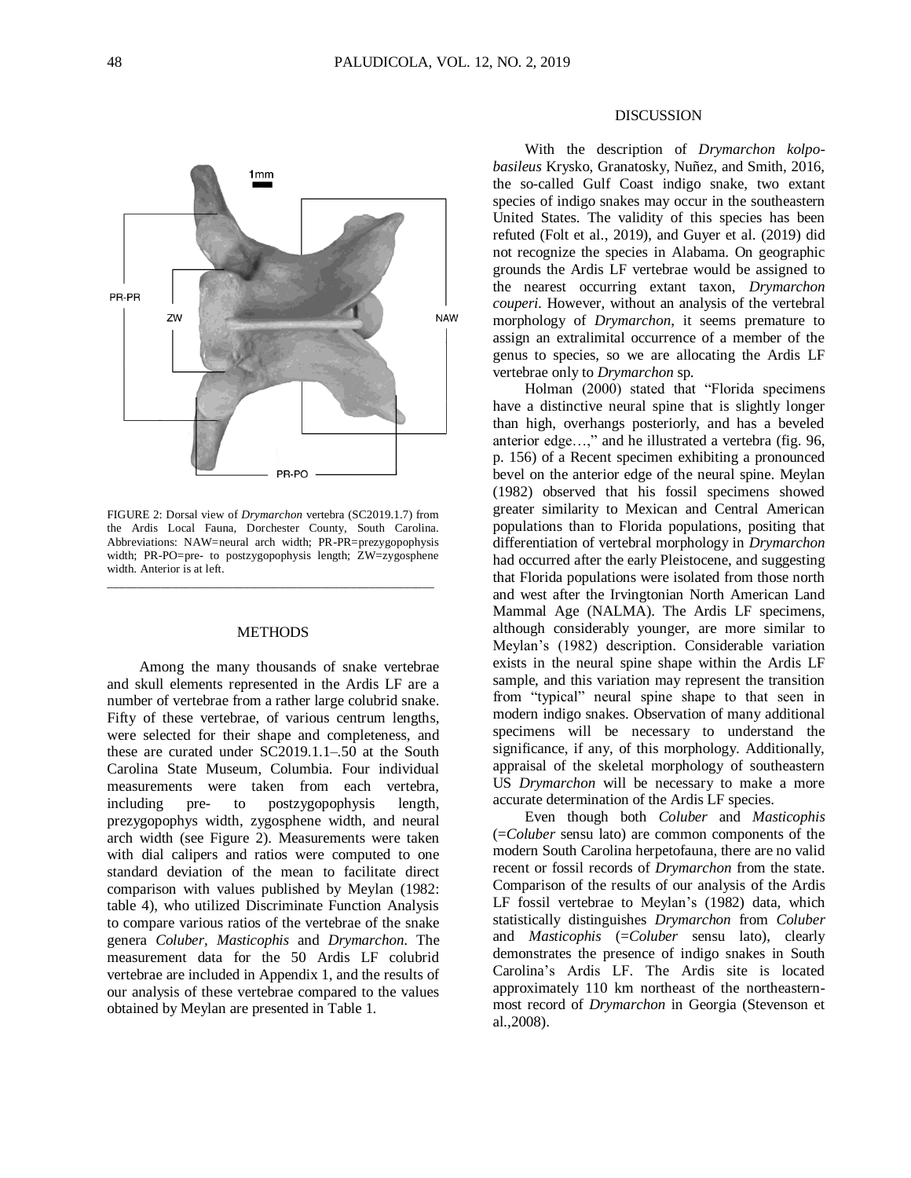FIGURE 2: Dorsal view of *Drymarchon* vertebra (SC2019.1.7) from the Ardis Local Fauna, Dorchester County, South Carolina. Abbreviations: NAW=neural arch width; PR-PR=prezygopophysis width; PR-PO=pre- to postzygopophysis length; ZW=zygosphene width. Anterior is at left.

## METHODS

Among the many thousands of snake vertebrae and skull elements represented in the Ardis LF are a number of vertebrae from a rather large colubrid snake. Fifty of these vertebrae, of various centrum lengths, were selected for their shape and completeness, and these are curated under SC2019.1.1–.50 at the South Carolina State Museum, Columbia. Four individual measurements were taken from each vertebra, including pre- to postzygopophysis length, prezygopophys width, zygosphene width, and neural arch width (see Figure 2). Measurements were taken with dial calipers and ratios were computed to one standard deviation of the mean to facilitate direct comparison with values published by Meylan (1982: table 4), who utilized Discriminate Function Analysis to compare various ratios of the vertebrae of the snake genera *Coluber, Masticophis* and *Drymarchon*. The measurement data for the 50 Ardis LF colubrid vertebrae are included in Appendix 1, and the results of our analysis of these vertebrae compared to the values obtained by Meylan are presented in Table 1.

## DISCUSSION

With the description of *Drymarchon kolpobasileus* Krysko, Granatosky, Nuñez, and Smith, 2016, the so-called Gulf Coast indigo snake, two extant species of indigo snakes may occur in the southeastern United States. The validity of this species has been refuted (Folt et al., 2019), and Guyer et al. (2019) did not recognize the species in Alabama. On geographic grounds the Ardis LF vertebrae would be assigned to the nearest occurring extant taxon, *Drymarchon couperi*. However, without an analysis of the vertebral morphology of *Drymarchon*, it seems premature to assign an extralimital occurrence of a member of the genus to species, so we are allocating the Ardis LF vertebrae only to *Drymarchon* sp.

Holman (2000) stated that "Florida specimens have a distinctive neural spine that is slightly longer than high, overhangs posteriorly, and has a beveled anterior edge…," and he illustrated a vertebra (fig. 96, p. 156) of a Recent specimen exhibiting a pronounced bevel on the anterior edge of the neural spine. Meylan (1982) observed that his fossil specimens showed greater similarity to Mexican and Central American populations than to Florida populations, positing that differentiation of vertebral morphology in *Drymarchon* had occurred after the early Pleistocene, and suggesting that Florida populations were isolated from those north and west after the Irvingtonian North American Land Mammal Age (NALMA). The Ardis LF specimens, although considerably younger, are more similar to Meylan's (1982) description. Considerable variation exists in the neural spine shape within the Ardis LF sample, and this variation may represent the transition from "typical" neural spine shape to that seen in modern indigo snakes. Observation of many additional specimens will be necessary to understand the significance, if any, of this morphology. Additionally, appraisal of the skeletal morphology of southeastern US *Drymarchon* will be necessary to make a more accurate determination of the Ardis LF species.

Even though both *Coluber* and *Masticophis* (=*Coluber* sensu lato) are common components of the modern South Carolina herpetofauna, there are no valid recent or fossil records of *Drymarchon* from the state. Comparison of the results of our analysis of the Ardis LF fossil vertebrae to Meylan's (1982) data, which statistically distinguishes *Drymarchon* from *Coluber* and *Masticophis* (=*Coluber* sensu lato), clearly demonstrates the presence of indigo snakes in South Carolina's Ardis LF. The Ardis site is located approximately 110 km northeast of the northeastern-most record of *Drymarchon* in Georgia (Stevenson et al.,2008).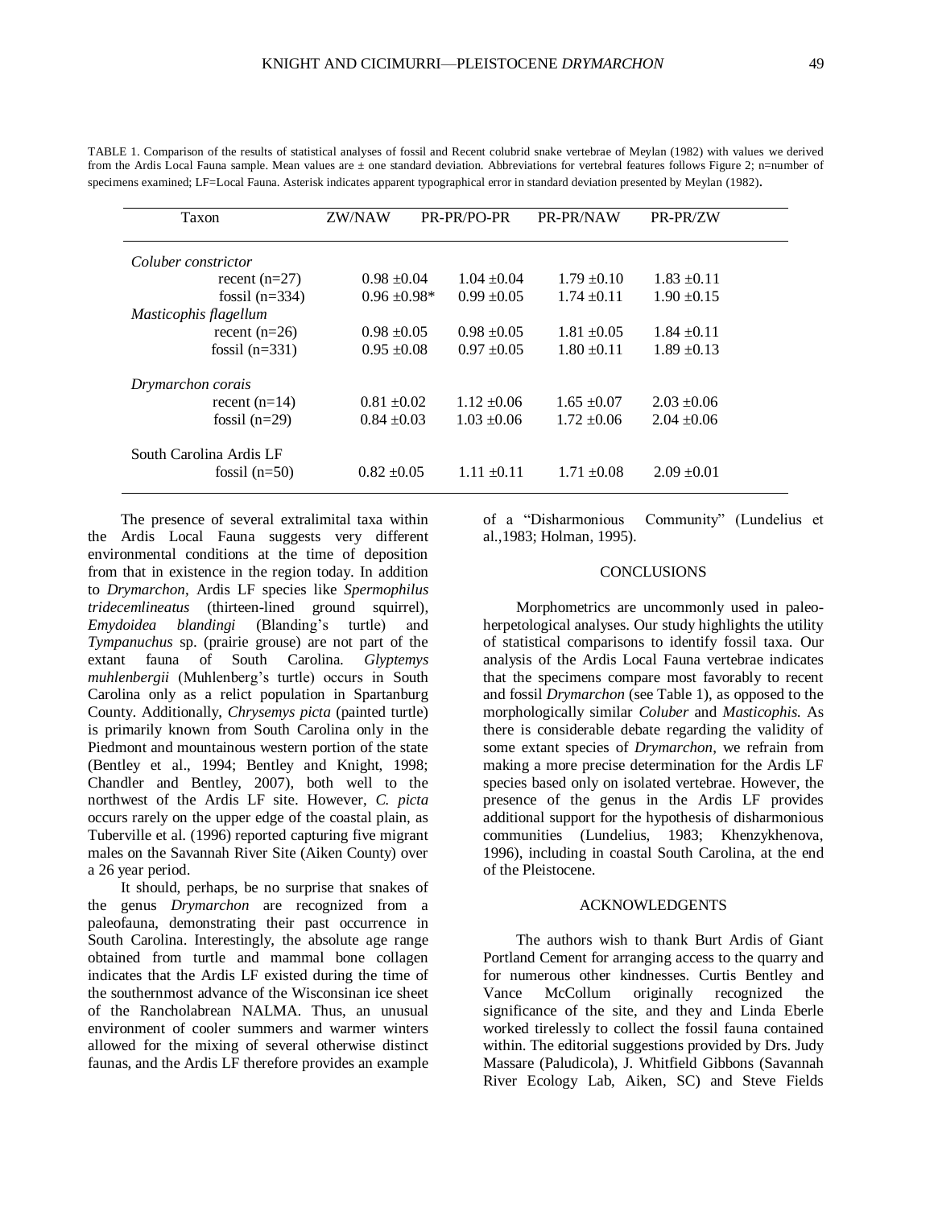TABLE 1. Comparison of the results of statistical analyses of fossil and Recent colubrid snake vertebrae of Meylan (1982) with values we derived from the Ardis Local Fauna sample. Mean values are ± one standard deviation. Abbreviations for vertebral features follows Figure 2; n=number of specimens examined; LF=Local Fauna. Asterisk indicates apparent typographical error in standard deviation presented by Meylan (1982).

| Taxon | ZW/NAW | PR-PR/PO-PR | PR-PR/NAW | PR-PR/ZW |
|---|---|---|---|---|
| *Coluber constrictor* | | | | |
| recent (n=27) | 0.98 ±0.04 | 1.04 ±0.04 | 1.79 ±0.10 | 1.83 ±0.11 |
| fossil (n=334) | 0.96 ±0.98* | 0.99 ±0.05 | 1.74 ±0.11 | 1.90 ±0.15 |
| *Masticophis flagellum* | | | | |
| recent (n=26) | 0.98 ±0.05 | 0.98 ±0.05 | 1.81 ±0.05 | 1.84 ±0.11 |
| fossil (n=331) | 0.95 ±0.08 | 0.97 ±0.05 | 1.80 ±0.11 | 1.89 ±0.13 |
| *Drymarchon corais* | | | | |
| recent (n=14) | 0.81 ±0.02 | 1.12 ±0.06 | 1.65 ±0.07 | 2.03 ±0.06 |
| fossil (n=29) | 0.84 ±0.03 | 1.03 ±0.06 | 1.72 ±0.06 | 2.04 ±0.06 |
| South Carolina Ardis LF | | | | |
| fossil (n=50) | 0.82 ±0.05 | 1.11 ±0.11 | 1.71 ±0.08 | 2.09 ±0.01 |

The presence of several extralimital taxa within the Ardis Local Fauna suggests very different environmental conditions at the time of deposition from that in existence in the region today. In addition to *Drymarchon*, Ardis LF species like *Spermophilus tridecemlineatus* (thirteen-lined ground squirrel), *Emydoidea blandingi* (Blanding's turtle) and *Tympanuchus* sp. (prairie grouse) are not part of the extant fauna of South Carolina. *Glyptemys muhlenbergii* (Muhlenberg's turtle) occurs in South Carolina only as a relict population in Spartanburg County. Additionally, *Chrysemys picta* (painted turtle) is primarily known from South Carolina only in the Piedmont and mountainous western portion of the state (Bentley et al., 1994; Bentley and Knight, 1998; Chandler and Bentley, 2007), both well to the northwest of the Ardis LF site. However, *C. picta* occurs rarely on the upper edge of the coastal plain, as Tuberville et al. (1996) reported capturing five migrant males on the Savannah River Site (Aiken County) over a 26 year period.

It should, perhaps, be no surprise that snakes of the genus *Drymarchon* are recognized from a paleofauna, demonstrating their past occurrence in South Carolina. Interestingly, the absolute age range obtained from turtle and mammal bone collagen indicates that the Ardis LF existed during the time of the southernmost advance of the Wisconsinan ice sheet of the Rancholabrean NALMA. Thus, an unusual environment of cooler summers and warmer winters allowed for the mixing of several otherwise distinct faunas, and the Ardis LF therefore provides an example of a "Disharmonious Community" (Lundelius et al.,1983; Holman, 1995).

## CONCLUSIONS

Morphometrics are uncommonly used in paleoherpetological analyses. Our study highlights the utility of statistical comparisons to identify fossil taxa. Our analysis of the Ardis Local Fauna vertebrae indicates that the specimens compare most favorably to recent and fossil *Drymarchon* (see Table 1), as opposed to the morphologically similar *Coluber* and *Masticophis*. As there is considerable debate regarding the validity of some extant species of *Drymarchon*, we refrain from making a more precise determination for the Ardis LF species based only on isolated vertebrae. However, the presence of the genus in the Ardis LF provides additional support for the hypothesis of disharmonious communities (Lundelius, 1983; Khenzykhenova, 1996), including in coastal South Carolina, at the end of the Pleistocene.

## ACKNOWLEDGENTS

The authors wish to thank Burt Ardis of Giant Portland Cement for arranging access to the quarry and for numerous other kindnesses. Curtis Bentley and Vance McCollum originally recognized the significance of the site, and they and Linda Eberle worked tirelessly to collect the fossil fauna contained within. The editorial suggestions provided by Drs. Judy Massare (Paludicola), J. Whitfield Gibbons (Savannah River Ecology Lab, Aiken, SC) and Steve Fields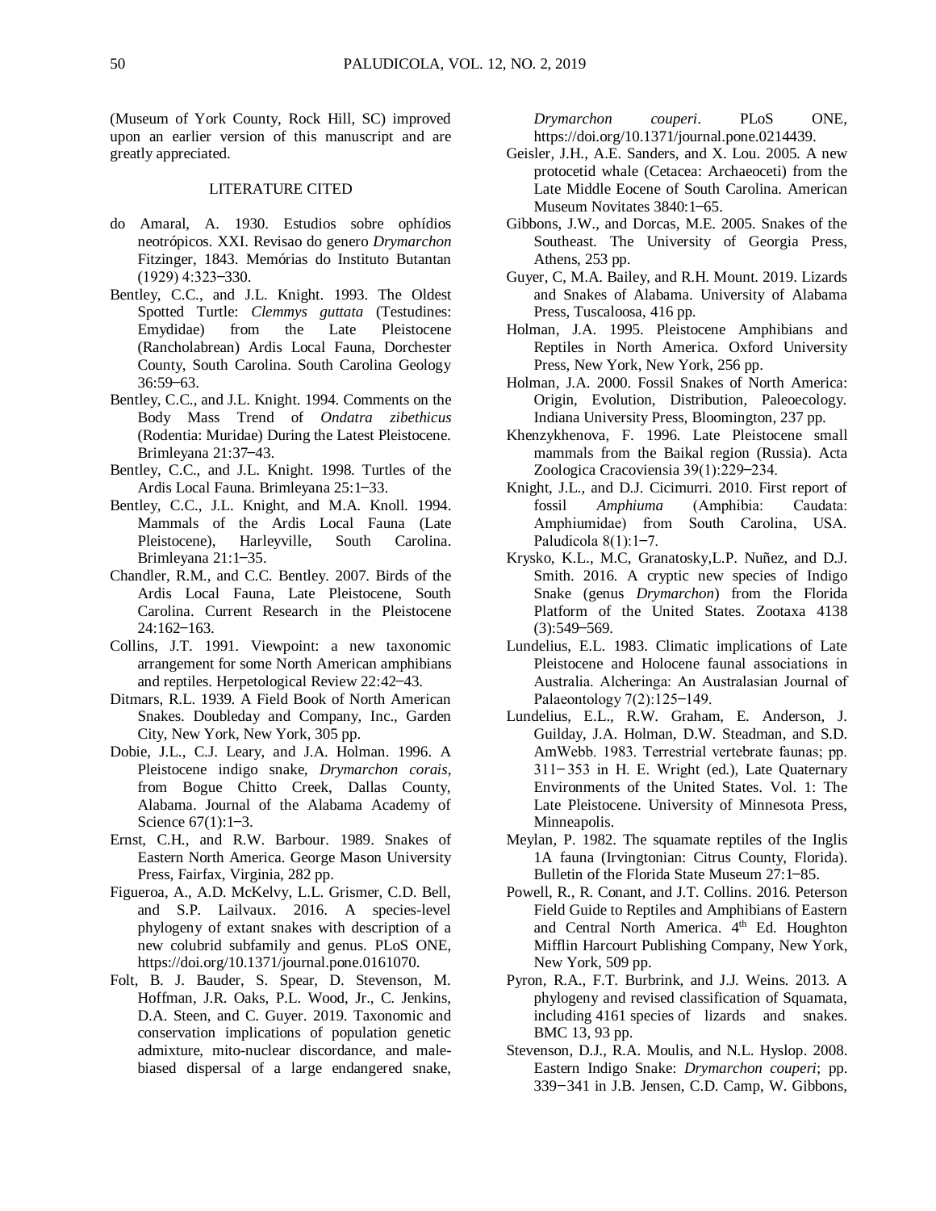(Museum of York County, Rock Hill, SC) improved upon an earlier version of this manuscript and are greatly appreciated.

## LITERATURE CITED

do Amaral, A. 1930. Estudios sobre ophídios neotrópicos. XXI. Revisao do genero *Drymarchon* Fitzinger, 1843. Memórias do Instituto Butantan (1929) 4:323–330.

Bentley, C.C., and J.L. Knight. 1993. The Oldest Spotted Turtle: *Clemmys guttata* (Testudines: Emydidae) from the Late Pleistocene (Rancholabrean) Ardis Local Fauna, Dorchester County, South Carolina. South Carolina Geology 36:59–63.

Bentley, C.C., and J.L. Knight. 1994. Comments on the Body Mass Trend of *Ondatra zibethicus* (Rodentia: Muridae) During the Latest Pleistocene. Brimleyana 21:37–43.

Bentley, C.C., and J.L. Knight. 1998. Turtles of the Ardis Local Fauna. Brimleyana 25:1–33.

Bentley, C.C., J.L. Knight, and M.A. Knoll. 1994. Mammals of the Ardis Local Fauna (Late Pleistocene), Harleyville, South Carolina. Brimleyana 21:1–35.

Chandler, R.M., and C.C. Bentley. 2007. Birds of the Ardis Local Fauna, Late Pleistocene, South Carolina. Current Research in the Pleistocene 24:162–163.

Collins, J.T. 1991. Viewpoint: a new taxonomic arrangement for some North American amphibians and reptiles. Herpetological Review 22:42–43.

Ditmars, R.L. 1939. A Field Book of North American Snakes. Doubleday and Company, Inc., Garden City, New York, New York, 305 pp.

Dobie, J.L., C.J. Leary, and J.A. Holman. 1996. A Pleistocene indigo snake, *Drymarchon corais*, from Bogue Chitto Creek, Dallas County, Alabama. Journal of the Alabama Academy of Science 67(1):1–3.

Ernst, C.H., and R.W. Barbour. 1989. Snakes of Eastern North America. George Mason University Press, Fairfax, Virginia, 282 pp.

Figueroa, A., A.D. McKelvy, L.L. Grismer, C.D. Bell, and S.P. Lailvaux. 2016. A species-level phylogeny of extant snakes with description of a new colubrid subfamily and genus. PLoS ONE, https://doi.org/10.1371/journal.pone.0161070.

Folt, B. J. Bauder, S. Spear, D. Stevenson, M. Hoffman, J.R. Oaks, P.L. Wood, Jr., C. Jenkins, D.A. Steen, and C. Guyer. 2019. Taxonomic and conservation implications of population genetic admixture, mito-nuclear discordance, and male-biased dispersal of a large endangered snake, *Drymarchon couperi*. PLoS ONE, https://doi.org/10.1371/journal.pone.0214439.

Geisler, J.H., A.E. Sanders, and X. Lou. 2005. A new protocetid whale (Cetacea: Archaeoceti) from the Late Middle Eocene of South Carolina. American Museum Novitates 3840:1–65.

Gibbons, J.W., and Dorcas, M.E. 2005. Snakes of the Southeast. The University of Georgia Press, Athens, 253 pp.

Guyer, C, M.A. Bailey, and R.H. Mount. 2019. Lizards and Snakes of Alabama. University of Alabama Press, Tuscaloosa, 416 pp.

Holman, J.A. 1995. Pleistocene Amphibians and Reptiles in North America. Oxford University Press, New York, New York, 256 pp.

Holman, J.A. 2000. Fossil Snakes of North America: Origin, Evolution, Distribution, Paleoecology. Indiana University Press, Bloomington, 237 pp.

Khenzykhenova, F. 1996. Late Pleistocene small mammals from the Baikal region (Russia). Acta Zoologica Cracoviensia 39(1):229–234.

Knight, J.L., and D.J. Cicimurri. 2010. First report of fossil *Amphiuma* (Amphibia: Caudata: Amphiumidae) from South Carolina, USA. Paludicola 8(1):1–7.

Krysko, K.L., M.C, Granatosky,L.P. Nuñez, and D.J. Smith. 2016. A cryptic new species of Indigo Snake (genus *Drymarchon*) from the Florida Platform of the United States. Zootaxa 4138 (3):549–569.

Lundelius, E.L. 1983. Climatic implications of Late Pleistocene and Holocene faunal associations in Australia. Alcheringa: An Australasian Journal of Palaeontology 7(2):125–149.

Lundelius, E.L., R.W. Graham, E. Anderson, J. Guilday, J.A. Holman, D.W. Steadman, and S.D. AmWebb. 1983. Terrestrial vertebrate faunas; pp. 311–353 in H. E. Wright (ed.), Late Quaternary Environments of the United States. Vol. 1: The Late Pleistocene. University of Minnesota Press, Minneapolis.

Meylan, P. 1982. The squamate reptiles of the Inglis 1A fauna (Irvingtonian: Citrus County, Florida). Bulletin of the Florida State Museum 27:1–85.

Powell, R., R. Conant, and J.T. Collins. 2016. Peterson Field Guide to Reptiles and Amphibians of Eastern and Central North America. 4th Ed. Houghton Mifflin Harcourt Publishing Company, New York, New York, 509 pp.

Pyron, R.A., F.T. Burbrink, and J.J. Weins. 2013. A phylogeny and revised classification of Squamata, including 4161 species of lizards and snakes. BMC 13, 93 pp.

Stevenson, D.J., R.A. Moulis, and N.L. Hyslop. 2008. Eastern Indigo Snake: *Drymarchon couperi*; pp. 339–341 in J.B. Jensen, C.D. Camp, W. Gibbons,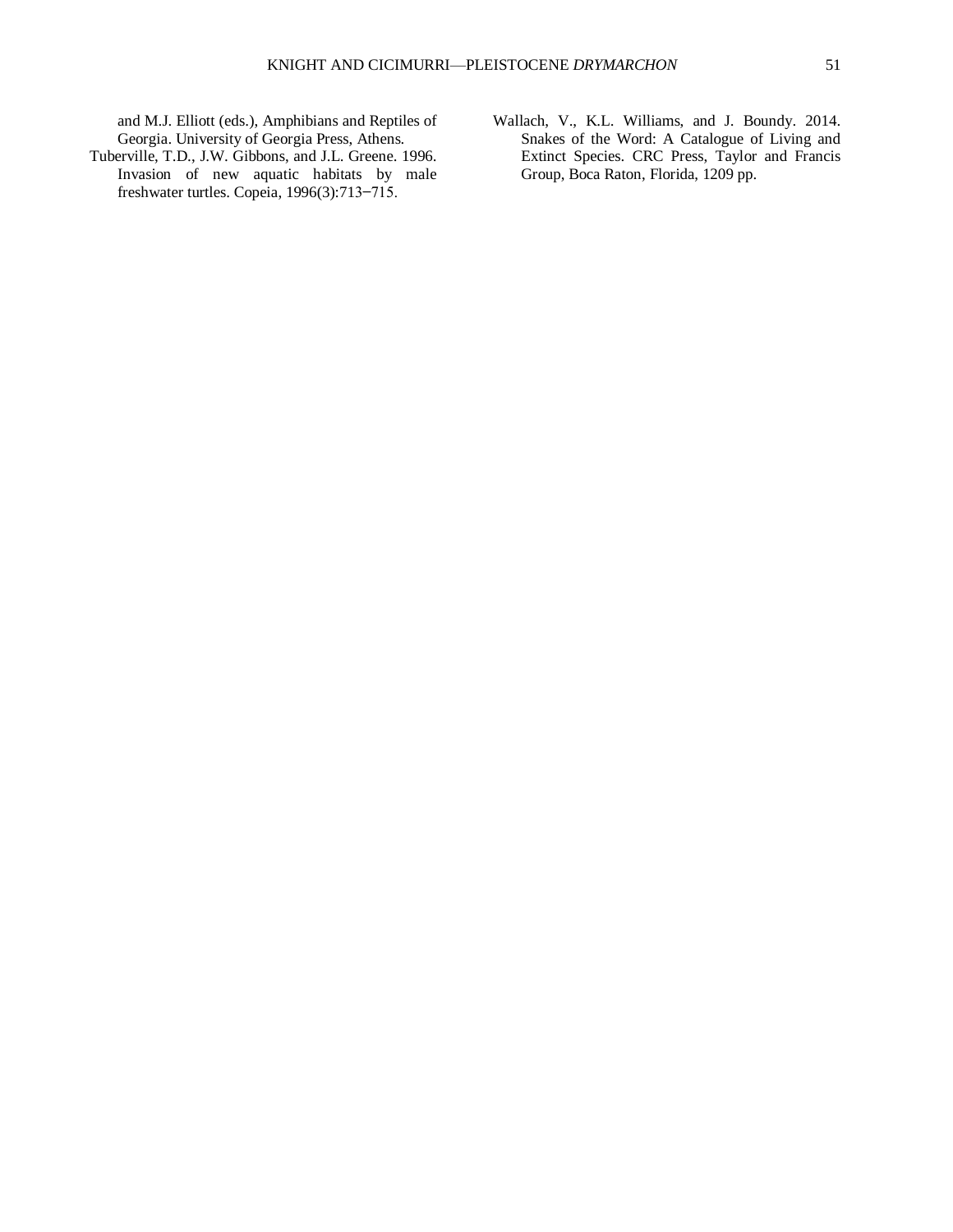and M.J. Elliott (eds.), Amphibians and Reptiles of Georgia. University of Georgia Press, Athens.

Tuberville, T.D., J.W. Gibbons, and J.L. Greene. 1996. Invasion of new aquatic habitats by male freshwater turtles. Copeia, 1996(3):713–715.

Wallach, V., K.L. Williams, and J. Boundy. 2014. Snakes of the Word: A Catalogue of Living and Extinct Species. CRC Press, Taylor and Francis Group, Boca Raton, Florida, 1209 pp.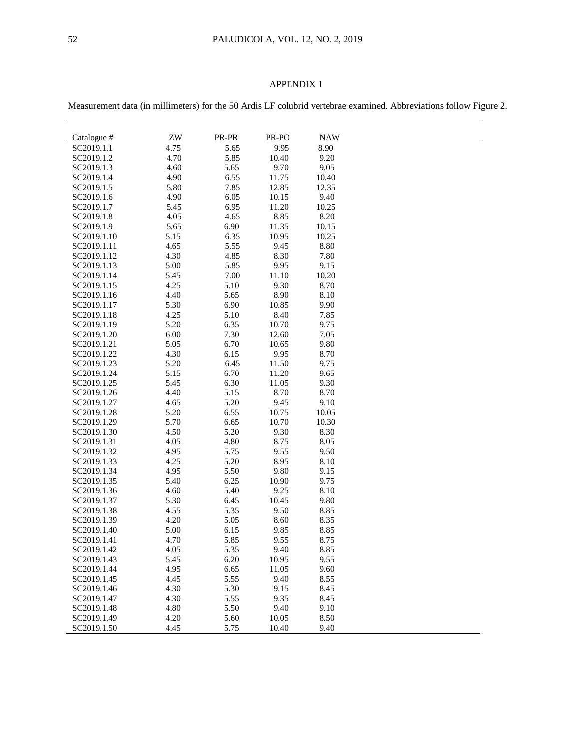## APPENDIX 1

Measurement data (in millimeters) for the 50 Ardis LF colubrid vertebrae examined. Abbreviations follow Figure 2.

| Catalogue # | ZW | PR-PR | PR-PO | NAW |
|---|---|---|---|---|
| SC2019.1.1 | 4.75 | 5.65 | 9.95 | 8.90 |
| SC2019.1.2 | 4.70 | 5.85 | 10.40 | 9.20 |
| SC2019.1.3 | 4.60 | 5.65 | 9.70 | 9.05 |
| SC2019.1.4 | 4.90 | 6.55 | 11.75 | 10.40 |
| SC2019.1.5 | 5.80 | 7.85 | 12.85 | 12.35 |
| SC2019.1.6 | 4.90 | 6.05 | 10.15 | 9.40 |
| SC2019.1.7 | 5.45 | 6.95 | 11.20 | 10.25 |
| SC2019.1.8 | 4.05 | 4.65 | 8.85 | 8.20 |
| SC2019.1.9 | 5.65 | 6.90 | 11.35 | 10.15 |
| SC2019.1.10 | 5.15 | 6.35 | 10.95 | 10.25 |
| SC2019.1.11 | 4.65 | 5.55 | 9.45 | 8.80 |
| SC2019.1.12 | 4.30 | 4.85 | 8.30 | 7.80 |
| SC2019.1.13 | 5.00 | 5.85 | 9.95 | 9.15 |
| SC2019.1.14 | 5.45 | 7.00 | 11.10 | 10.20 |
| SC2019.1.15 | 4.25 | 5.10 | 9.30 | 8.70 |
| SC2019.1.16 | 4.40 | 5.65 | 8.90 | 8.10 |
| SC2019.1.17 | 5.30 | 6.90 | 10.85 | 9.90 |
| SC2019.1.18 | 4.25 | 5.10 | 8.40 | 7.85 |
| SC2019.1.19 | 5.20 | 6.35 | 10.70 | 9.75 |
| SC2019.1.20 | 6.00 | 7.30 | 12.60 | 7.05 |
| SC2019.1.21 | 5.05 | 6.70 | 10.65 | 9.80 |
| SC2019.1.22 | 4.30 | 6.15 | 9.95 | 8.70 |
| SC2019.1.23 | 5.20 | 6.45 | 11.50 | 9.75 |
| SC2019.1.24 | 5.15 | 6.70 | 11.20 | 9.65 |
| SC2019.1.25 | 5.45 | 6.30 | 11.05 | 9.30 |
| SC2019.1.26 | 4.40 | 5.15 | 8.70 | 8.70 |
| SC2019.1.27 | 4.65 | 5.20 | 9.45 | 9.10 |
| SC2019.1.28 | 5.20 | 6.55 | 10.75 | 10.05 |
| SC2019.1.29 | 5.70 | 6.65 | 10.70 | 10.30 |
| SC2019.1.30 | 4.50 | 5.20 | 9.30 | 8.30 |
| SC2019.1.31 | 4.05 | 4.80 | 8.75 | 8.05 |
| SC2019.1.32 | 4.95 | 5.75 | 9.55 | 9.50 |
| SC2019.1.33 | 4.25 | 5.20 | 8.95 | 8.10 |
| SC2019.1.34 | 4.95 | 5.50 | 9.80 | 9.15 |
| SC2019.1.35 | 5.40 | 6.25 | 10.90 | 9.75 |
| SC2019.1.36 | 4.60 | 5.40 | 9.25 | 8.10 |
| SC2019.1.37 | 5.30 | 6.45 | 10.45 | 9.80 |
| SC2019.1.38 | 4.55 | 5.35 | 9.50 | 8.85 |
| SC2019.1.39 | 4.20 | 5.05 | 8.60 | 8.35 |
| SC2019.1.40 | 5.00 | 6.15 | 9.85 | 8.85 |
| SC2019.1.41 | 4.70 | 5.85 | 9.55 | 8.75 |
| SC2019.1.42 | 4.05 | 5.35 | 9.40 | 8.85 |
| SC2019.1.43 | 5.45 | 6.20 | 10.95 | 9.55 |
| SC2019.1.44 | 4.95 | 6.65 | 11.05 | 9.60 |
| SC2019.1.45 | 4.45 | 5.55 | 9.40 | 8.55 |
| SC2019.1.46 | 4.30 | 5.30 | 9.15 | 8.45 |
| SC2019.1.47 | 4.30 | 5.55 | 9.35 | 8.45 |
| SC2019.1.48 | 4.80 | 5.50 | 9.40 | 9.10 |
| SC2019.1.49 | 4.20 | 5.60 | 10.05 | 8.50 |
| SC2019.1.50 | 4.45 | 5.75 | 10.40 | 9.40 |